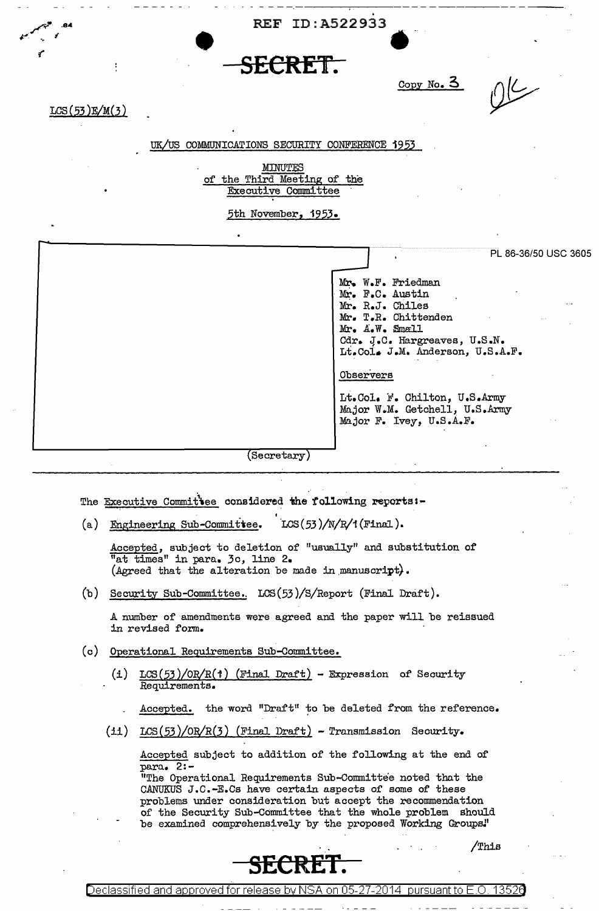REF ID:A522933

SECRET

Copy No. 3

LCS(53)E/M(3)

UK/US COMMUNICATIONS SECURITY CONFERENCE 1953

MINUTES
of the Third Meeting of the
Executive Committee

5th November, 1953.

PL 86-36/50 USC 3605

Mr. W.F. Friedman
Mr. F.C. Austin
Mr. R.J. Chiles
Mr. T.R. Chittenden
Mr. A.W. Small
Cdr. J.C. Hargreaves, U.S.N.
Lt.Col. J.M. Anderson, U.S.A.F.

Observers

Lt.Col. F. Chilton, U.S.Army
Major W.M. Getchell, U.S.Army
Major F. Ivey, U.S.A.F.

(Secretary)

The Executive Committee considered the following reports:-

(a) Engineering Sub-Committee. LCS(53)/N/R/1(Final).

Accepted, subject to deletion of "usually" and substitution of "at times" in para. 3c, line 2.
(Agreed that the alteration be made in manuscript).

(b) Security Sub-Committee. LCS(53)/S/Report (Final Draft).

A number of amendments were agreed and the paper will be reissued in revised form.

(c) Operational Requirements Sub-Committee.

(i) LCS(53)/OR/R(1) (Final Draft) - Expression of Security Requirements.

Accepted. the word "Draft" to be deleted from the reference.

(ii) LCS(53)/OR/R(3) (Final Draft) - Transmission Security.

Accepted subject to addition of the following at the end of para. 2:-
"The Operational Requirements Sub-Committee noted that the CANUKUS J.C.-E.Cs have certain aspects of some of these problems under consideration but accept the recommendation of the Security Sub-Committee that the whole problem should be examined comprehensively by the proposed Working Groups."

/This

SECRET

Declassified and approved for release by NSA on 05-27-2014 pursuant to E.O. 13526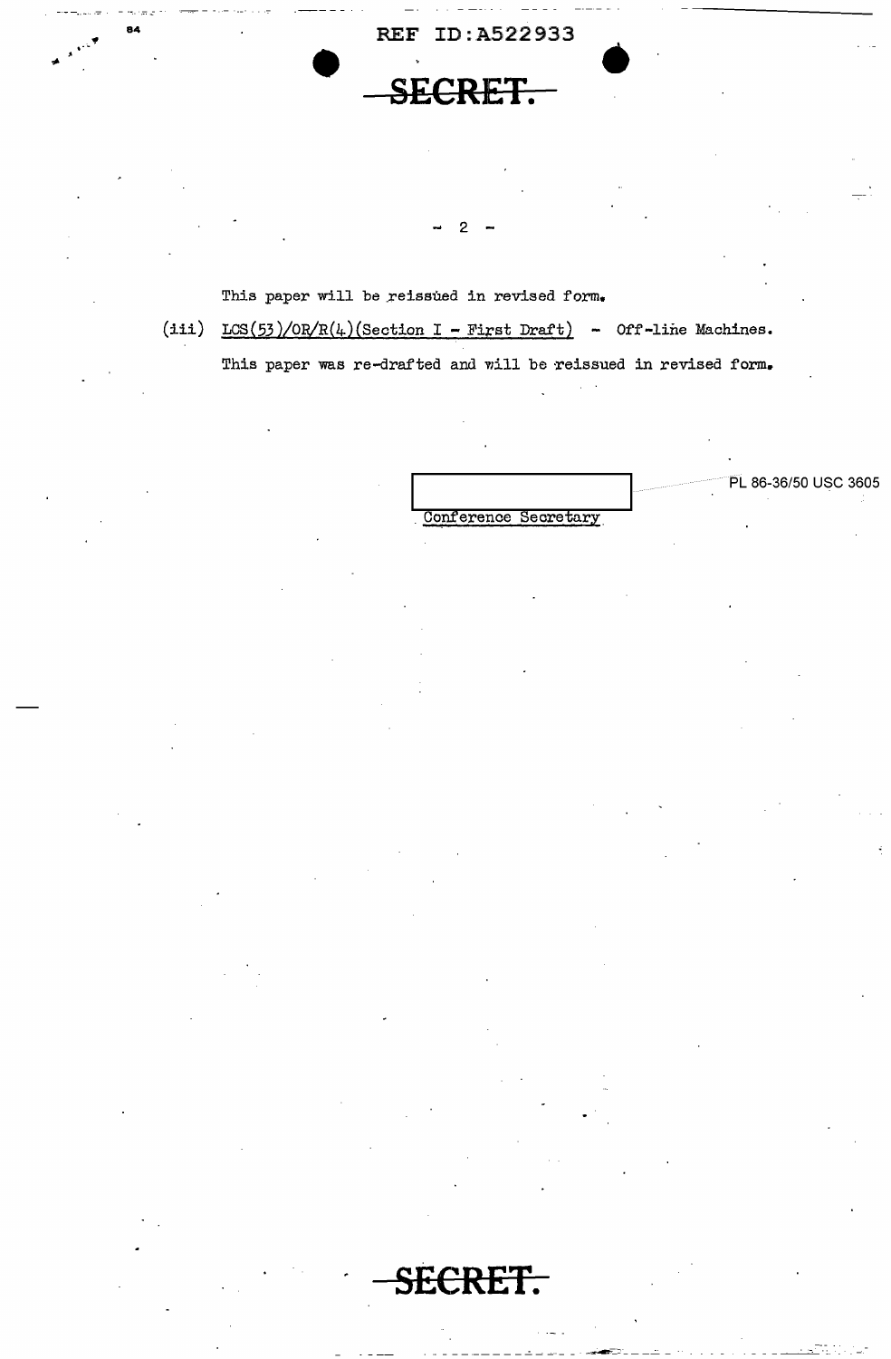This paper will be reissued in revised form.

(iii) LCS(53)/OR/R(4)(Section I - First Draft) - Off-line Machines.

This paper was re-drafted and will be reissued in revised form.

Conference Secretary

PL 86-36/50 USC 3605